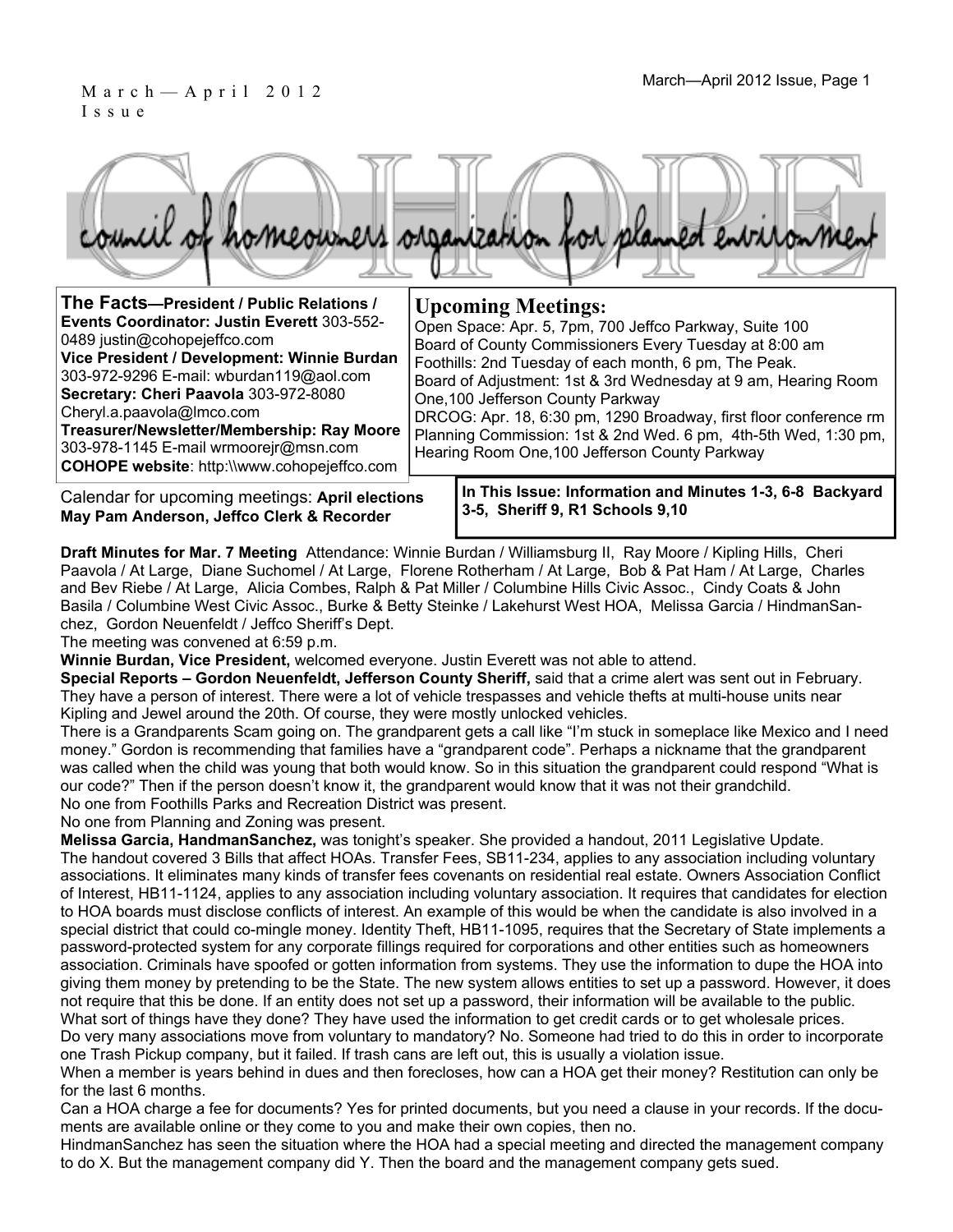March—April 2012 Issue

# COHOPE

council of homeowners organization for planned environment

**The Facts—President / Public Relations / Events Coordinator: Justin Everett** 303-552-0489 justin@cohopejeffco.com
**Vice President / Development: Winnie Burdan** 303-972-9296 E-mail: wburdan119@aol.com
**Secretary: Cheri Paavola** 303-972-8080 Cheryl.a.paavola@lmco.com
**Treasurer/Newsletter/Membership: Ray Moore** 303-978-1145 E-mail wrmoorejr@msn.com
**COHOPE website**: http:\\www.cohopejeffco.com

## Upcoming Meetings:

Open Space: Apr. 5, 7pm, 700 Jeffco Parkway, Suite 100
Board of County Commissioners Every Tuesday at 8:00 am
Foothills: 2nd Tuesday of each month, 6 pm, The Peak.
Board of Adjustment: 1st & 3rd Wednesday at 9 am, Hearing Room One,100 Jefferson County Parkway
DRCOG: Apr. 18, 6:30 pm, 1290 Broadway, first floor conference rm
Planning Commission: 1st & 2nd Wed. 6 pm, 4th-5th Wed, 1:30 pm, Hearing Room One,100 Jefferson County Parkway

Calendar for upcoming meetings: **April elections May Pam Anderson, Jeffco Clerk & Recorder**

**In This Issue: Information and Minutes 1-3, 6-8 Backyard 3-5, Sheriff 9, R1 Schools 9,10**

**Draft Minutes for Mar. 7 Meeting** Attendance: Winnie Burdan / Williamsburg II, Ray Moore / Kipling Hills, Cheri Paavola / At Large, Diane Suchomel / At Large, Florene Rotherham / At Large, Bob & Pat Ham / At Large, Charles and Bev Riebe / At Large, Alicia Combes, Ralph & Pat Miller / Columbine Hills Civic Assoc., Cindy Coats & John Basila / Columbine West Civic Assoc., Burke & Betty Steinke / Lakehurst West HOA, Melissa Garcia / HindmanSanchez, Gordon Neuenfeldt / Jeffco Sheriff's Dept.

The meeting was convened at 6:59 p.m.

**Winnie Burdan, Vice President,** welcomed everyone. Justin Everett was not able to attend.

**Special Reports – Gordon Neuenfeldt, Jefferson County Sheriff,** said that a crime alert was sent out in February. They have a person of interest. There were a lot of vehicle trespasses and vehicle thefts at multi-house units near Kipling and Jewel around the 20th. Of course, they were mostly unlocked vehicles.

There is a Grandparents Scam going on. The grandparent gets a call like "I'm stuck in someplace like Mexico and I need money." Gordon is recommending that families have a "grandparent code". Perhaps a nickname that the grandparent was called when the child was young that both would know. So in this situation the grandparent could respond "What is our code?" Then if the person doesn't know it, the grandparent would know that it was not their grandchild.

No one from Foothills Parks and Recreation District was present.

No one from Planning and Zoning was present.

**Melissa Garcia, HandmanSanchez,** was tonight's speaker. She provided a handout, 2011 Legislative Update.

The handout covered 3 Bills that affect HOAs. Transfer Fees, SB11-234, applies to any association including voluntary associations. It eliminates many kinds of transfer fees covenants on residential real estate. Owners Association Conflict of Interest, HB11-1124, applies to any association including voluntary association. It requires that candidates for election to HOA boards must disclose conflicts of interest. An example of this would be when the candidate is also involved in a special district that could co-mingle money. Identity Theft, HB11-1095, requires that the Secretary of State implements a password-protected system for any corporate fillings required for corporations and other entities such as homeowners association. Criminals have spoofed or gotten information from systems. They use the information to dupe the HOA into giving them money by pretending to be the State. The new system allows entities to set up a password. However, it does not require that this be done. If an entity does not set up a password, their information will be available to the public.

What sort of things have they done? They have used the information to get credit cards or to get wholesale prices.

Do very many associations move from voluntary to mandatory? No. Someone had tried to do this in order to incorporate one Trash Pickup company, but it failed. If trash cans are left out, this is usually a violation issue.

When a member is years behind in dues and then forecloses, how can a HOA get their money? Restitution can only be for the last 6 months.

Can a HOA charge a fee for documents? Yes for printed documents, but you need a clause in your records. If the documents are available online or they come to you and make their own copies, then no.

HindmanSanchez has seen the situation where the HOA had a special meeting and directed the management company to do X. But the management company did Y. Then the board and the management company gets sued.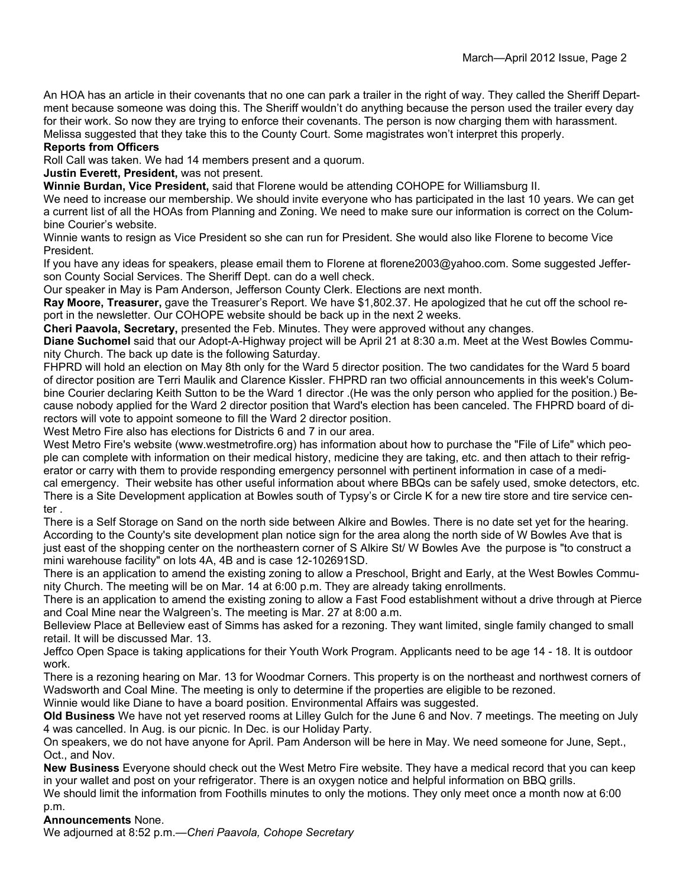An HOA has an article in their covenants that no one can park a trailer in the right of way. They called the Sheriff Department because someone was doing this. The Sheriff wouldn't do anything because the person used the trailer every day for their work. So now they are trying to enforce their covenants. The person is now charging them with harassment. Melissa suggested that they take this to the County Court. Some magistrates won't interpret this properly.

**Reports from Officers**

Roll Call was taken. We had 14 members present and a quorum.

**Justin Everett, President,** was not present.

**Winnie Burdan, Vice President,** said that Florene would be attending COHOPE for Williamsburg II.

We need to increase our membership. We should invite everyone who has participated in the last 10 years. We can get a current list of all the HOAs from Planning and Zoning. We need to make sure our information is correct on the Columbine Courier's website.

Winnie wants to resign as Vice President so she can run for President. She would also like Florene to become Vice President.

If you have any ideas for speakers, please email them to Florene at florene2003@yahoo.com. Some suggested Jefferson County Social Services. The Sheriff Dept. can do a well check.

Our speaker in May is Pam Anderson, Jefferson County Clerk. Elections are next month.

**Ray Moore, Treasurer,** gave the Treasurer's Report. We have $1,802.37. He apologized that he cut off the school report in the newsletter. Our COHOPE website should be back up in the next 2 weeks.

**Cheri Paavola, Secretary,** presented the Feb. Minutes. They were approved without any changes.

**Diane Suchomel** said that our Adopt-A-Highway project will be April 21 at 8:30 a.m. Meet at the West Bowles Community Church. The back up date is the following Saturday.

FHPRD will hold an election on May 8th only for the Ward 5 director position. The two candidates for the Ward 5 board of director position are Terri Maulik and Clarence Kissler. FHPRD ran two official announcements in this week's Columbine Courier declaring Keith Sutton to be the Ward 1 director .(He was the only person who applied for the position.) Because nobody applied for the Ward 2 director position that Ward's election has been canceled. The FHPRD board of directors will vote to appoint someone to fill the Ward 2 director position.

West Metro Fire also has elections for Districts 6 and 7 in our area.

West Metro Fire's website (www.westmetrofire.org) has information about how to purchase the "File of Life" which people can complete with information on their medical history, medicine they are taking, etc. and then attach to their refrigerator or carry with them to provide responding emergency personnel with pertinent information in case of a medical emergency. Their website has other useful information about where BBQs can be safely used, smoke detectors, etc.

There is a Site Development application at Bowles south of Typsy's or Circle K for a new tire store and tire service center .

There is a Self Storage on Sand on the north side between Alkire and Bowles. There is no date set yet for the hearing. According to the County's site development plan notice sign for the area along the north side of W Bowles Ave that is just east of the shopping center on the northeastern corner of S Alkire St/ W Bowles Ave the purpose is "to construct a mini warehouse facility" on lots 4A, 4B and is case 12-102691SD.

There is an application to amend the existing zoning to allow a Preschool, Bright and Early, at the West Bowles Community Church. The meeting will be on Mar. 14 at 6:00 p.m. They are already taking enrollments.

There is an application to amend the existing zoning to allow a Fast Food establishment without a drive through at Pierce and Coal Mine near the Walgreen's. The meeting is Mar. 27 at 8:00 a.m.

Belleview Place at Belleview east of Simms has asked for a rezoning. They want limited, single family changed to small retail. It will be discussed Mar. 13.

Jeffco Open Space is taking applications for their Youth Work Program. Applicants need to be age 14 - 18. It is outdoor work.

There is a rezoning hearing on Mar. 13 for Woodmar Corners. This property is on the northeast and northwest corners of Wadsworth and Coal Mine. The meeting is only to determine if the properties are eligible to be rezoned.

Winnie would like Diane to have a board position. Environmental Affairs was suggested.

**Old Business** We have not yet reserved rooms at Lilley Gulch for the June 6 and Nov. 7 meetings. The meeting on July 4 was cancelled. In Aug. is our picnic. In Dec. is our Holiday Party.

On speakers, we do not have anyone for April. Pam Anderson will be here in May. We need someone for June, Sept., Oct., and Nov.

**New Business** Everyone should check out the West Metro Fire website. They have a medical record that you can keep in your wallet and post on your refrigerator. There is an oxygen notice and helpful information on BBQ grills.

We should limit the information from Foothills minutes to only the motions. They only meet once a month now at 6:00 p.m.

**Announcements** None.

We adjourned at 8:52 p.m.—*Cheri Paavola, Cohope Secretary*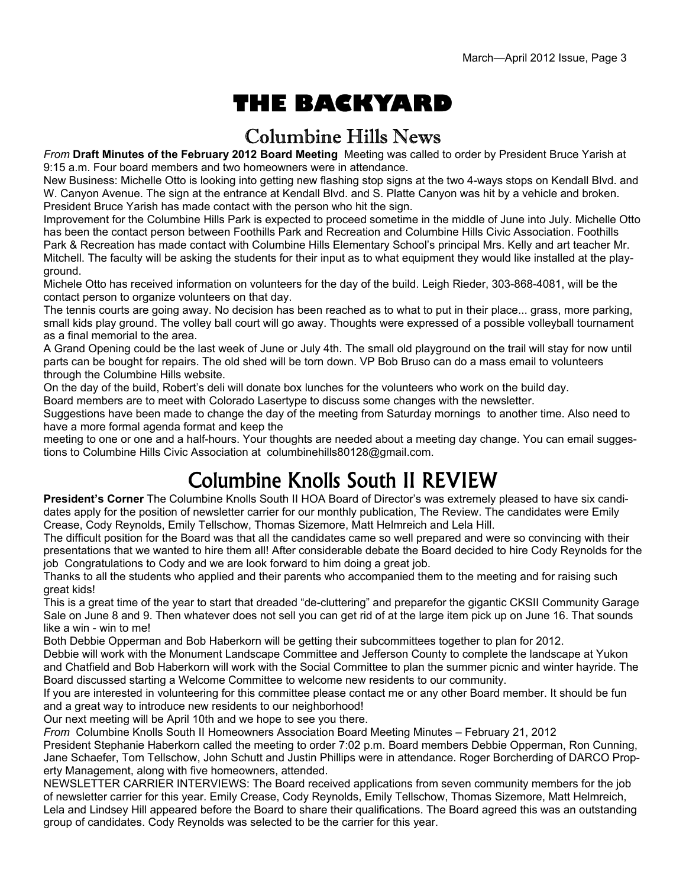# THE BACKYARD

## Columbine Hills News

*From* **Draft Minutes of the February 2012 Board Meeting** Meeting was called to order by President Bruce Yarish at 9:15 a.m. Four board members and two homeowners were in attendance.

New Business: Michelle Otto is looking into getting new flashing stop signs at the two 4-ways stops on Kendall Blvd. and W. Canyon Avenue. The sign at the entrance at Kendall Blvd. and S. Platte Canyon was hit by a vehicle and broken. President Bruce Yarish has made contact with the person who hit the sign.

Improvement for the Columbine Hills Park is expected to proceed sometime in the middle of June into July. Michelle Otto has been the contact person between Foothills Park and Recreation and Columbine Hills Civic Association. Foothills Park & Recreation has made contact with Columbine Hills Elementary School's principal Mrs. Kelly and art teacher Mr. Mitchell. The faculty will be asking the students for their input as to what equipment they would like installed at the playground.

Michele Otto has received information on volunteers for the day of the build. Leigh Rieder, 303-868-4081, will be the contact person to organize volunteers on that day.

The tennis courts are going away. No decision has been reached as to what to put in their place... grass, more parking, small kids play ground. The volley ball court will go away. Thoughts were expressed of a possible volleyball tournament as a final memorial to the area.

A Grand Opening could be the last week of June or July 4th. The small old playground on the trail will stay for now until parts can be bought for repairs. The old shed will be torn down. VP Bob Bruso can do a mass email to volunteers through the Columbine Hills website.

On the day of the build, Robert's deli will donate box lunches for the volunteers who work on the build day.

Board members are to meet with Colorado Lasertype to discuss some changes with the newsletter.

Suggestions have been made to change the day of the meeting from Saturday mornings to another time. Also need to have a more formal agenda format and keep the meeting to one or one and a half-hours. Your thoughts are needed about a meeting day change. You can email suggestions to Columbine Hills Civic Association at columbinehills80128@gmail.com.

## Columbine Knolls South II REVIEW

**President's Corner** The Columbine Knolls South II HOA Board of Director's was extremely pleased to have six candidates apply for the position of newsletter carrier for our monthly publication, The Review. The candidates were Emily Crease, Cody Reynolds, Emily Tellschow, Thomas Sizemore, Matt Helmreich and Lela Hill.

The difficult position for the Board was that all the candidates came so well prepared and were so convincing with their presentations that we wanted to hire them all! After considerable debate the Board decided to hire Cody Reynolds for the job Congratulations to Cody and we are look forward to him doing a great job.

Thanks to all the students who applied and their parents who accompanied them to the meeting and for raising such great kids!

This is a great time of the year to start that dreaded "de-cluttering" and preparefor the gigantic CKSII Community Garage Sale on June 8 and 9. Then whatever does not sell you can get rid of at the large item pick up on June 16. That sounds like a win - win to me!

Both Debbie Opperman and Bob Haberkorn will be getting their subcommittees together to plan for 2012.

Debbie will work with the Monument Landscape Committee and Jefferson County to complete the landscape at Yukon and Chatfield and Bob Haberkorn will work with the Social Committee to plan the summer picnic and winter hayride. The Board discussed starting a Welcome Committee to welcome new residents to our community.

If you are interested in volunteering for this committee please contact me or any other Board member. It should be fun and a great way to introduce new residents to our neighborhood!

Our next meeting will be April 10th and we hope to see you there.

*From* Columbine Knolls South II Homeowners Association Board Meeting Minutes – February 21, 2012

President Stephanie Haberkorn called the meeting to order 7:02 p.m. Board members Debbie Opperman, Ron Cunning, Jane Schaefer, Tom Tellschow, John Schutt and Justin Phillips were in attendance. Roger Borcherding of DARCO Property Management, along with five homeowners, attended.

NEWSLETTER CARRIER INTERVIEWS: The Board received applications from seven community members for the job of newsletter carrier for this year. Emily Crease, Cody Reynolds, Emily Tellschow, Thomas Sizemore, Matt Helmreich, Lela and Lindsey Hill appeared before the Board to share their qualifications. The Board agreed this was an outstanding group of candidates. Cody Reynolds was selected to be the carrier for this year.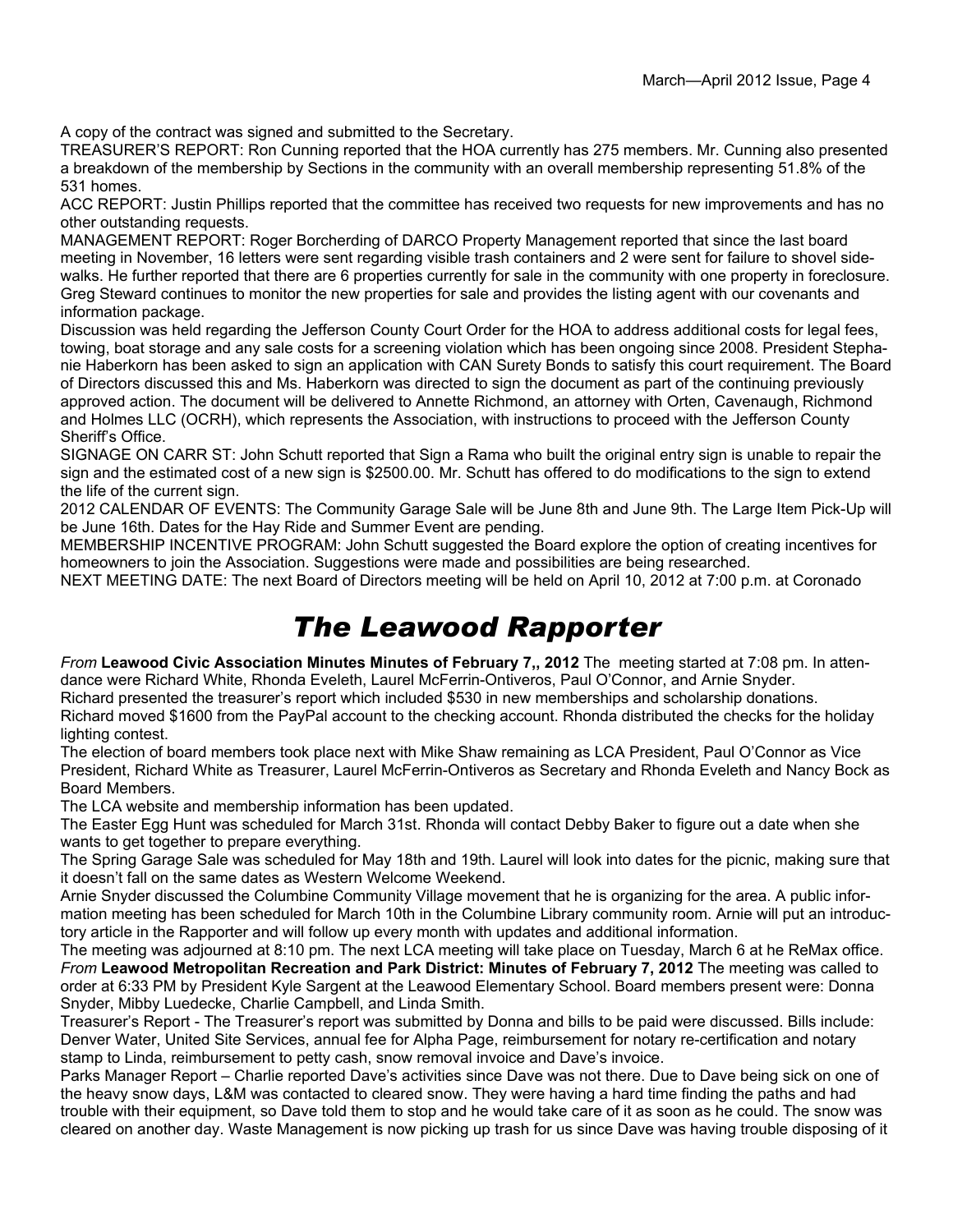A copy of the contract was signed and submitted to the Secretary.

TREASURER'S REPORT: Ron Cunning reported that the HOA currently has 275 members. Mr. Cunning also presented a breakdown of the membership by Sections in the community with an overall membership representing 51.8% of the 531 homes.

ACC REPORT: Justin Phillips reported that the committee has received two requests for new improvements and has no other outstanding requests.

MANAGEMENT REPORT: Roger Borcherding of DARCO Property Management reported that since the last board meeting in November, 16 letters were sent regarding visible trash containers and 2 were sent for failure to shovel sidewalks. He further reported that there are 6 properties currently for sale in the community with one property in foreclosure. Greg Steward continues to monitor the new properties for sale and provides the listing agent with our covenants and information package.

Discussion was held regarding the Jefferson County Court Order for the HOA to address additional costs for legal fees, towing, boat storage and any sale costs for a screening violation which has been ongoing since 2008. President Stephanie Haberkorn has been asked to sign an application with CAN Surety Bonds to satisfy this court requirement. The Board of Directors discussed this and Ms. Haberkorn was directed to sign the document as part of the continuing previously approved action. The document will be delivered to Annette Richmond, an attorney with Orten, Cavenaugh, Richmond and Holmes LLC (OCRH), which represents the Association, with instructions to proceed with the Jefferson County Sheriff's Office.

SIGNAGE ON CARR ST: John Schutt reported that Sign a Rama who built the original entry sign is unable to repair the sign and the estimated cost of a new sign is $2500.00. Mr. Schutt has offered to do modifications to the sign to extend the life of the current sign.

2012 CALENDAR OF EVENTS: The Community Garage Sale will be June 8th and June 9th. The Large Item Pick-Up will be June 16th. Dates for the Hay Ride and Summer Event are pending.

MEMBERSHIP INCENTIVE PROGRAM: John Schutt suggested the Board explore the option of creating incentives for homeowners to join the Association. Suggestions were made and possibilities are being researched.

NEXT MEETING DATE: The next Board of Directors meeting will be held on April 10, 2012 at 7:00 p.m. at Coronado

# *The Leawood Rapporter*

*From* **Leawood Civic Association Minutes Minutes of February 7,, 2012** The meeting started at 7:08 pm. In attendance were Richard White, Rhonda Eveleth, Laurel McFerrin-Ontiveros, Paul O'Connor, and Arnie Snyder.

Richard presented the treasurer's report which included $530 in new memberships and scholarship donations.

Richard moved $1600 from the PayPal account to the checking account. Rhonda distributed the checks for the holiday lighting contest.

The election of board members took place next with Mike Shaw remaining as LCA President, Paul O'Connor as Vice President, Richard White as Treasurer, Laurel McFerrin-Ontiveros as Secretary and Rhonda Eveleth and Nancy Bock as Board Members.

The LCA website and membership information has been updated.

The Easter Egg Hunt was scheduled for March 31st. Rhonda will contact Debby Baker to figure out a date when she wants to get together to prepare everything.

The Spring Garage Sale was scheduled for May 18th and 19th. Laurel will look into dates for the picnic, making sure that it doesn't fall on the same dates as Western Welcome Weekend.

Arnie Snyder discussed the Columbine Community Village movement that he is organizing for the area. A public information meeting has been scheduled for March 10th in the Columbine Library community room. Arnie will put an introductory article in the Rapporter and will follow up every month with updates and additional information.

The meeting was adjourned at 8:10 pm. The next LCA meeting will take place on Tuesday, March 6 at he ReMax office.

*From* **Leawood Metropolitan Recreation and Park District: Minutes of February 7, 2012** The meeting was called to order at 6:33 PM by President Kyle Sargent at the Leawood Elementary School. Board members present were: Donna Snyder, Mibby Luedecke, Charlie Campbell, and Linda Smith.

Treasurer's Report - The Treasurer's report was submitted by Donna and bills to be paid were discussed. Bills include: Denver Water, United Site Services, annual fee for Alpha Page, reimbursement for notary re-certification and notary stamp to Linda, reimbursement to petty cash, snow removal invoice and Dave's invoice.

Parks Manager Report – Charlie reported Dave's activities since Dave was not there. Due to Dave being sick on one of the heavy snow days, L&M was contacted to cleared snow. They were having a hard time finding the paths and had trouble with their equipment, so Dave told them to stop and he would take care of it as soon as he could. The snow was cleared on another day. Waste Management is now picking up trash for us since Dave was having trouble disposing of it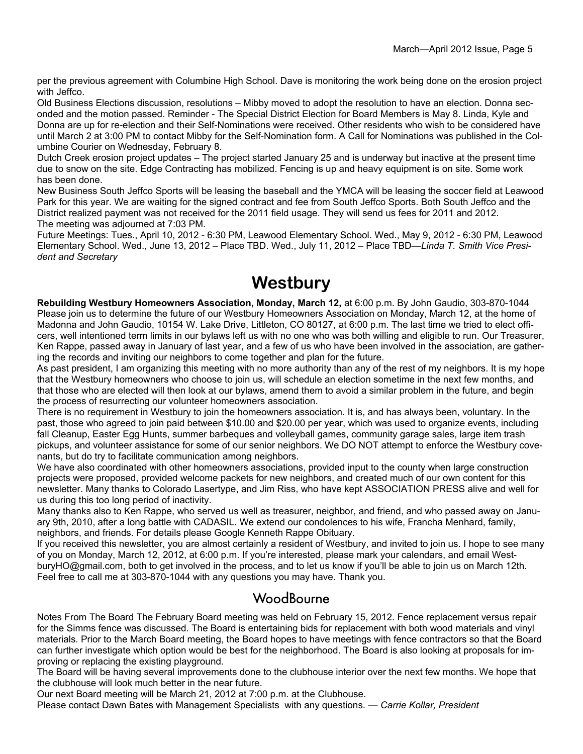per the previous agreement with Columbine High School. Dave is monitoring the work being done on the erosion project with Jeffco.

Old Business Elections discussion, resolutions – Mibby moved to adopt the resolution to have an election. Donna seconded and the motion passed. Reminder - The Special District Election for Board Members is May 8. Linda, Kyle and Donna are up for re-election and their Self-Nominations were received. Other residents who wish to be considered have until March 2 at 3:00 PM to contact Mibby for the Self-Nomination form. A Call for Nominations was published in the Columbine Courier on Wednesday, February 8.

Dutch Creek erosion project updates – The project started January 25 and is underway but inactive at the present time due to snow on the site. Edge Contracting has mobilized. Fencing is up and heavy equipment is on site. Some work has been done.

New Business South Jeffco Sports will be leasing the baseball and the YMCA will be leasing the soccer field at Leawood Park for this year. We are waiting for the signed contract and fee from South Jeffco Sports. Both South Jeffco and the District realized payment was not received for the 2011 field usage. They will send us fees for 2011 and 2012.

The meeting was adjourned at 7:03 PM.

Future Meetings: Tues., April 10, 2012 - 6:30 PM, Leawood Elementary School. Wed., May 9, 2012 - 6:30 PM, Leawood Elementary School. Wed., June 13, 2012 – Place TBD. Wed., July 11, 2012 – Place TBD—*Linda T. Smith Vice President and Secretary*

# Westbury

**Rebuilding Westbury Homeowners Association, Monday, March 12,** at 6:00 p.m. By John Gaudio, 303-870-1044

Please join us to determine the future of our Westbury Homeowners Association on Monday, March 12, at the home of Madonna and John Gaudio, 10154 W. Lake Drive, Littleton, CO 80127, at 6:00 p.m. The last time we tried to elect officers, well intentioned term limits in our bylaws left us with no one who was both willing and eligible to run. Our Treasurer, Ken Rappe, passed away in January of last year, and a few of us who have been involved in the association, are gathering the records and inviting our neighbors to come together and plan for the future.

As past president, I am organizing this meeting with no more authority than any of the rest of my neighbors. It is my hope that the Westbury homeowners who choose to join us, will schedule an election sometime in the next few months, and that those who are elected will then look at our bylaws, amend them to avoid a similar problem in the future, and begin the process of resurrecting our volunteer homeowners association.

There is no requirement in Westbury to join the homeowners association. It is, and has always been, voluntary. In the past, those who agreed to join paid between $10.00 and $20.00 per year, which was used to organize events, including fall Cleanup, Easter Egg Hunts, summer barbeques and volleyball games, community garage sales, large item trash pickups, and volunteer assistance for some of our senior neighbors. We DO NOT attempt to enforce the Westbury covenants, but do try to facilitate communication among neighbors.

We have also coordinated with other homeowners associations, provided input to the county when large construction projects were proposed, provided welcome packets for new neighbors, and created much of our own content for this newsletter. Many thanks to Colorado Lasertype, and Jim Riss, who have kept ASSOCIATION PRESS alive and well for us during this too long period of inactivity.

Many thanks also to Ken Rappe, who served us well as treasurer, neighbor, and friend, and who passed away on January 9th, 2010, after a long battle with CADASIL. We extend our condolences to his wife, Francha Menhard, family, neighbors, and friends. For details please Google Kenneth Rappe Obituary.

If you received this newsletter, you are almost certainly a resident of Westbury, and invited to join us. I hope to see many of you on Monday, March 12, 2012, at 6:00 p.m. If you're interested, please mark your calendars, and email WestburyHO@gmail.com, both to get involved in the process, and to let us know if you'll be able to join us on March 12th. Feel free to call me at 303-870-1044 with any questions you may have. Thank you.

## WoodBourne

Notes From The Board The February Board meeting was held on February 15, 2012. Fence replacement versus repair for the Simms fence was discussed. The Board is entertaining bids for replacement with both wood materials and vinyl materials. Prior to the March Board meeting, the Board hopes to have meetings with fence contractors so that the Board can further investigate which option would be best for the neighborhood. The Board is also looking at proposals for improving or replacing the existing playground.

The Board will be having several improvements done to the clubhouse interior over the next few months. We hope that the clubhouse will look much better in the near future.

Our next Board meeting will be March 21, 2012 at 7:00 p.m. at the Clubhouse.

Please contact Dawn Bates with Management Specialists with any questions. — *Carrie Kollar, President*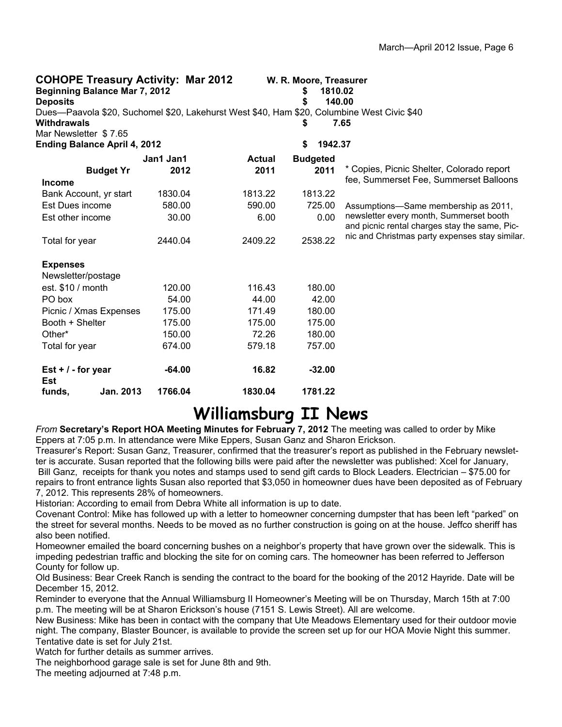## COHOPE Treasury Activity: Mar 2012

**W. R. Moore, Treasurer**

**Beginning Balance Mar 7, 2012** $ 1810.02

**Deposits** $ 140.00

Dues—Paavola $20, Suchomel $20, Lakehurst West $40, Ham $20, Columbine West Civic $40

**Withdrawals** $ 7.65

Mar Newsletter $ 7.65

**Ending Balance April 4, 2012** $ 1942.37

| Budget Yr | Jan1 2012 | Actual 2011 | Budgeted 2011 |
|---|---|---|---|
| **Income** | | | |
| Bank Account, yr start | 1830.04 | 1813.22 | 1813.22 |
| Est Dues income | 580.00 | 590.00 | 725.00 |
| Est other income | 30.00 | 6.00 | 0.00 |
| Total for year | 2440.04 | 2409.22 | 2538.22 |
| **Expenses** | | | |
| Newsletter/postage est. $10 / month | 120.00 | 116.43 | 180.00 |
| PO box | 54.00 | 44.00 | 42.00 |
| Picnic / Xmas Expenses | 175.00 | 171.49 | 180.00 |
| Booth + Shelter | 175.00 | 175.00 | 175.00 |
| Other* | 150.00 | 72.26 | 180.00 |
| Total for year | 674.00 | 579.18 | 757.00 |
| **Est + / - for year** | **-64.00** | **16.82** | **-32.00** |
| **Est funds, Jan. 2013** | **1766.04** | **1830.04** | **1781.22** |

\* Copies, Picnic Shelter, Colorado report fee, Summerset Fee, Summerset Balloons

Assumptions—Same membership as 2011, newsletter every month, Summerset booth and picnic rental charges stay the same, Picnic and Christmas party expenses stay similar.

# Williamsburg II News

*From* **Secretary's Report HOA Meeting Minutes for February 7, 2012** The meeting was called to order by Mike Eppers at 7:05 p.m. In attendance were Mike Eppers, Susan Ganz and Sharon Erickson.

Treasurer's Report: Susan Ganz, Treasurer, confirmed that the treasurer's report as published in the February newsletter is accurate. Susan reported that the following bills were paid after the newsletter was published: Xcel for January, Bill Ganz, receipts for thank you notes and stamps used to send gift cards to Block Leaders. Electrician – $75.00 for repairs to front entrance lights Susan also reported that $3,050 in homeowner dues have been deposited as of February 7, 2012. This represents 28% of homeowners.

Historian: According to email from Debra White all information is up to date.

Covenant Control: Mike has followed up with a letter to homeowner concerning dumpster that has been left "parked" on the street for several months. Needs to be moved as no further construction is going on at the house. Jeffco sheriff has also been notified.

Homeowner emailed the board concerning bushes on a neighbor's property that have grown over the sidewalk. This is impeding pedestrian traffic and blocking the site for on coming cars. The homeowner has been referred to Jefferson County for follow up.

Old Business: Bear Creek Ranch is sending the contract to the board for the booking of the 2012 Hayride. Date will be December 15, 2012.

Reminder to everyone that the Annual Williamsburg II Homeowner's Meeting will be on Thursday, March 15th at 7:00 p.m. The meeting will be at Sharon Erickson's house (7151 S. Lewis Street). All are welcome.

New Business: Mike has been in contact with the company that Ute Meadows Elementary used for their outdoor movie night. The company, Blaster Bouncer, is available to provide the screen set up for our HOA Movie Night this summer. Tentative date is set for July 21st.

Watch for further details as summer arrives.

The neighborhood garage sale is set for June 8th and 9th.

The meeting adjourned at 7:48 p.m.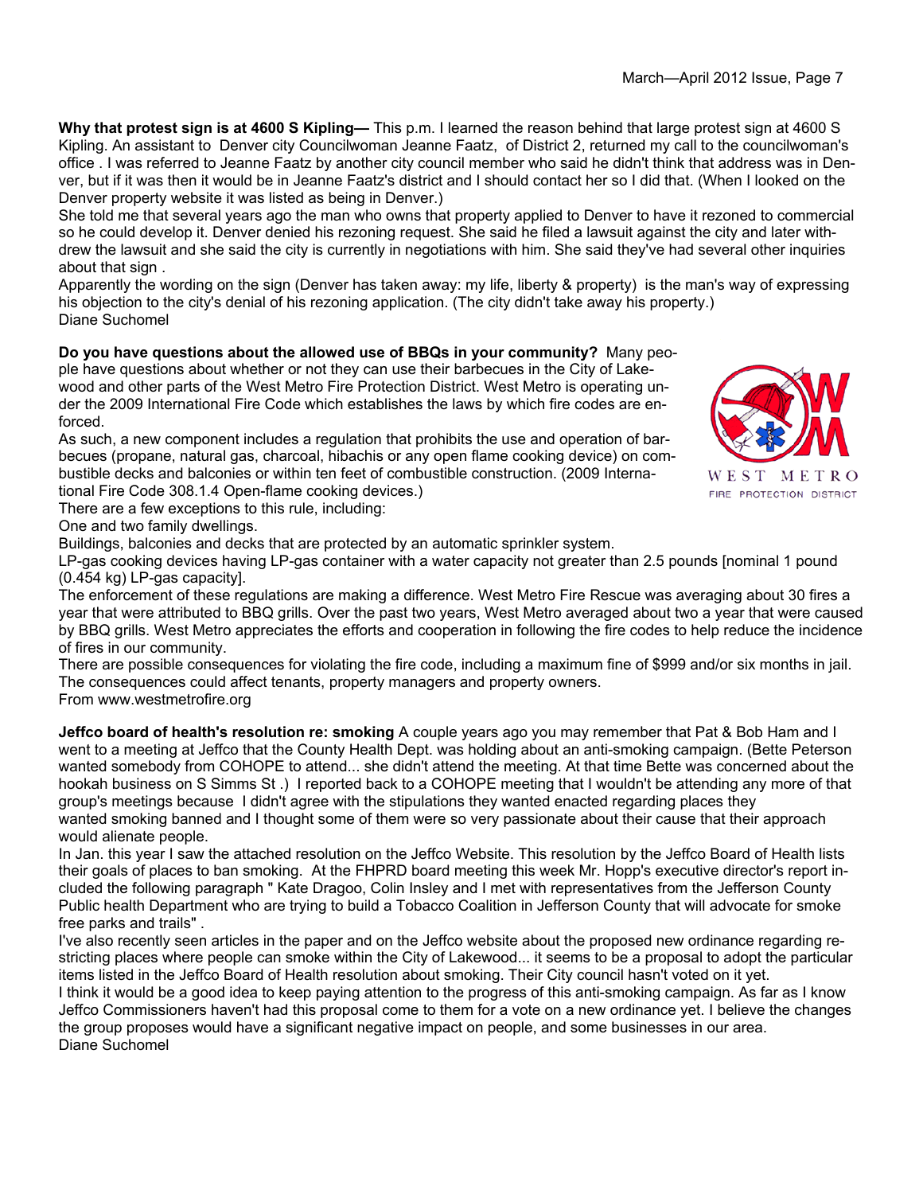**Why that protest sign is at 4600 S Kipling—** This p.m. I learned the reason behind that large protest sign at 4600 S Kipling. An assistant to Denver city Councilwoman Jeanne Faatz, of District 2, returned my call to the councilwoman's office . I was referred to Jeanne Faatz by another city council member who said he didn't think that address was in Denver, but if it was then it would be in Jeanne Faatz's district and I should contact her so I did that. (When I looked on the Denver property website it was listed as being in Denver.)

She told me that several years ago the man who owns that property applied to Denver to have it rezoned to commercial so he could develop it. Denver denied his rezoning request. She said he filed a lawsuit against the city and later withdrew the lawsuit and she said the city is currently in negotiations with him. She said they've had several other inquiries about that sign .

Apparently the wording on the sign (Denver has taken away: my life, liberty & property) is the man's way of expressing his objection to the city's denial of his rezoning application. (The city didn't take away his property.)

Diane Suchomel

**Do you have questions about the allowed use of BBQs in your community?** Many people have questions about whether or not they can use their barbecues in the City of Lakewood and other parts of the West Metro Fire Protection District. West Metro is operating under the 2009 International Fire Code which establishes the laws by which fire codes are enforced.

As such, a new component includes a regulation that prohibits the use and operation of barbecues (propane, natural gas, charcoal, hibachis or any open flame cooking device) on combustible decks and balconies or within ten feet of combustible construction. (2009 International Fire Code 308.1.4 Open-flame cooking devices.)

There are a few exceptions to this rule, including:

One and two family dwellings.

Buildings, balconies and decks that are protected by an automatic sprinkler system.

LP-gas cooking devices having LP-gas container with a water capacity not greater than 2.5 pounds [nominal 1 pound (0.454 kg) LP-gas capacity].

The enforcement of these regulations are making a difference. West Metro Fire Rescue was averaging about 30 fires a year that were attributed to BBQ grills. Over the past two years, West Metro averaged about two a year that were caused by BBQ grills. West Metro appreciates the efforts and cooperation in following the fire codes to help reduce the incidence of fires in our community.

There are possible consequences for violating the fire code, including a maximum fine of $999 and/or six months in jail. The consequences could affect tenants, property managers and property owners.

From www.westmetrofire.org

**Jeffco board of health's resolution re: smoking** A couple years ago you may remember that Pat & Bob Ham and I went to a meeting at Jeffco that the County Health Dept. was holding about an anti-smoking campaign. (Bette Peterson wanted somebody from COHOPE to attend... she didn't attend the meeting. At that time Bette was concerned about the hookah business on S Simms St .) I reported back to a COHOPE meeting that I wouldn't be attending any more of that group's meetings because I didn't agree with the stipulations they wanted enacted regarding places they wanted smoking banned and I thought some of them were so very passionate about their cause that their approach would alienate people.

In Jan. this year I saw the attached resolution on the Jeffco Website. This resolution by the Jeffco Board of Health lists their goals of places to ban smoking. At the FHPRD board meeting this week Mr. Hopp's executive director's report included the following paragraph " Kate Dragoo, Colin Insley and I met with representatives from the Jefferson County Public health Department who are trying to build a Tobacco Coalition in Jefferson County that will advocate for smoke free parks and trails" .

I've also recently seen articles in the paper and on the Jeffco website about the proposed new ordinance regarding restricting places where people can smoke within the City of Lakewood... it seems to be a proposal to adopt the particular items listed in the Jeffco Board of Health resolution about smoking. Their City council hasn't voted on it yet.

I think it would be a good idea to keep paying attention to the progress of this anti-smoking campaign. As far as I know Jeffco Commissioners haven't had this proposal come to them for a vote on a new ordinance yet. I believe the changes the group proposes would have a significant negative impact on people, and some businesses in our area.

Diane Suchomel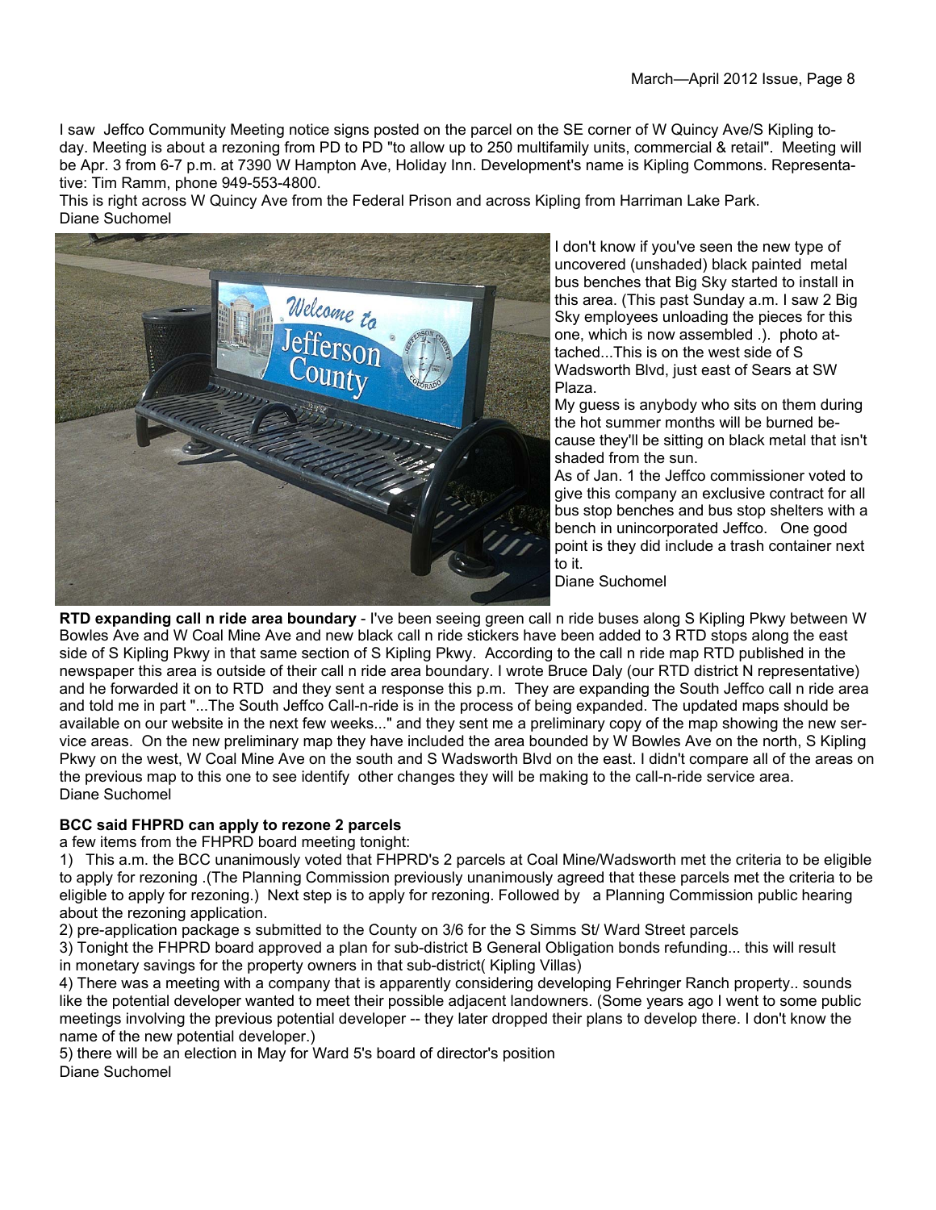I saw Jeffco Community Meeting notice signs posted on the parcel on the SE corner of W Quincy Ave/S Kipling today. Meeting is about a rezoning from PD to PD "to allow up to 250 multifamily units, commercial & retail". Meeting will be Apr. 3 from 6-7 p.m. at 7390 W Hampton Ave, Holiday Inn. Development's name is Kipling Commons. Representative: Tim Ramm, phone 949-553-4800.
This is right across W Quincy Ave from the Federal Prison and across Kipling from Harriman Lake Park.
Diane Suchomel

I don't know if you've seen the new type of uncovered (unshaded) black painted metal bus benches that Big Sky started to install in this area. (This past Sunday a.m. I saw 2 Big Sky employees unloading the pieces for this one, which is now assembled .). photo attached...This is on the west side of S Wadsworth Blvd, just east of Sears at SW Plaza.
My guess is anybody who sits on them during the hot summer months will be burned because they'll be sitting on black metal that isn't shaded from the sun.
As of Jan. 1 the Jeffco commissioner voted to give this company an exclusive contract for all bus stop benches and bus stop shelters with a bench in unincorporated Jeffco. One good point is they did include a trash container next to it.
Diane Suchomel

**RTD expanding call n ride area boundary** - I've been seeing green call n ride buses along S Kipling Pkwy between W Bowles Ave and W Coal Mine Ave and new black call n ride stickers have been added to 3 RTD stops along the east side of S Kipling Pkwy in that same section of S Kipling Pkwy. According to the call n ride map RTD published in the newspaper this area is outside of their call n ride area boundary. I wrote Bruce Daly (our RTD district N representative) and he forwarded it on to RTD and they sent a response this p.m. They are expanding the South Jeffco call n ride area and told me in part "...The South Jeffco Call-n-ride is in the process of being expanded. The updated maps should be available on our website in the next few weeks..." and they sent me a preliminary copy of the map showing the new service areas. On the new preliminary map they have included the area bounded by W Bowles Ave on the north, S Kipling Pkwy on the west, W Coal Mine Ave on the south and S Wadsworth Blvd on the east. I didn't compare all of the areas on the previous map to this one to see identify other changes they will be making to the call-n-ride service area.
Diane Suchomel

**BCC said FHPRD can apply to rezone 2 parcels**

a few items from the FHPRD board meeting tonight:

1) This a.m. the BCC unanimously voted that FHPRD's 2 parcels at Coal Mine/Wadsworth met the criteria to be eligible to apply for rezoning .(The Planning Commission previously unanimously agreed that these parcels met the criteria to be eligible to apply for rezoning.) Next step is to apply for rezoning. Followed by a Planning Commission public hearing about the rezoning application.
2) pre-application package s submitted to the County on 3/6 for the S Simms St/ Ward Street parcels
3) Tonight the FHPRD board approved a plan for sub-district B General Obligation bonds refunding... this will result in monetary savings for the property owners in that sub-district( Kipling Villas)
4) There was a meeting with a company that is apparently considering developing Fehringer Ranch property.. sounds like the potential developer wanted to meet their possible adjacent landowners. (Some years ago I went to some public meetings involving the previous potential developer -- they later dropped their plans to develop there. I don't know the name of the new potential developer.)
5) there will be an election in May for Ward 5's board of director's position

Diane Suchomel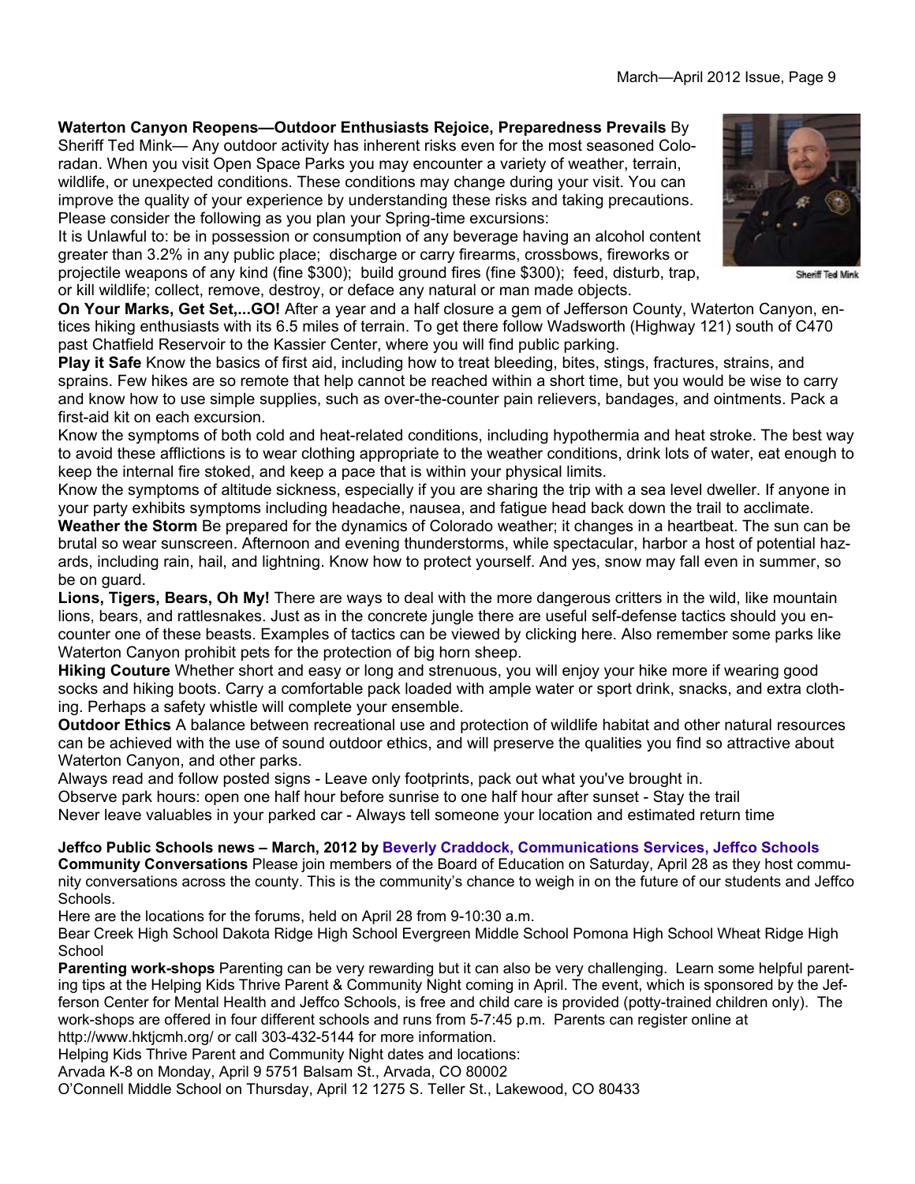**Waterton Canyon Reopens—Outdoor Enthusiasts Rejoice, Preparedness Prevails** By Sheriff Ted Mink— Any outdoor activity has inherent risks even for the most seasoned Coloradan. When you visit Open Space Parks you may encounter a variety of weather, terrain, wildlife, or unexpected conditions. These conditions may change during your visit. You can improve the quality of your experience by understanding these risks and taking precautions. Please consider the following as you plan your Spring-time excursions:

Sheriff Ted Mink

It is Unlawful to: be in possession or consumption of any beverage having an alcohol content greater than 3.2% in any public place; discharge or carry firearms, crossbows, fireworks or projectile weapons of any kind (fine $300); build ground fires (fine $300); feed, disturb, trap, or kill wildlife; collect, remove, destroy, or deface any natural or man made objects.

**On Your Marks, Get Set,...GO!** After a year and a half closure a gem of Jefferson County, Waterton Canyon, entices hiking enthusiasts with its 6.5 miles of terrain. To get there follow Wadsworth (Highway 121) south of C470 past Chatfield Reservoir to the Kassier Center, where you will find public parking.

**Play it Safe** Know the basics of first aid, including how to treat bleeding, bites, stings, fractures, strains, and sprains. Few hikes are so remote that help cannot be reached within a short time, but you would be wise to carry and know how to use simple supplies, such as over-the-counter pain relievers, bandages, and ointments. Pack a first-aid kit on each excursion.

Know the symptoms of both cold and heat-related conditions, including hypothermia and heat stroke. The best way to avoid these afflictions is to wear clothing appropriate to the weather conditions, drink lots of water, eat enough to keep the internal fire stoked, and keep a pace that is within your physical limits.

Know the symptoms of altitude sickness, especially if you are sharing the trip with a sea level dweller. If anyone in your party exhibits symptoms including headache, nausea, and fatigue head back down the trail to acclimate.

**Weather the Storm** Be prepared for the dynamics of Colorado weather; it changes in a heartbeat. The sun can be brutal so wear sunscreen. Afternoon and evening thunderstorms, while spectacular, harbor a host of potential hazards, including rain, hail, and lightning. Know how to protect yourself. And yes, snow may fall even in summer, so be on guard.

**Lions, Tigers, Bears, Oh My!** There are ways to deal with the more dangerous critters in the wild, like mountain lions, bears, and rattlesnakes. Just as in the concrete jungle there are useful self-defense tactics should you encounter one of these beasts. Examples of tactics can be viewed by clicking here. Also remember some parks like Waterton Canyon prohibit pets for the protection of big horn sheep.

**Hiking Couture** Whether short and easy or long and strenuous, you will enjoy your hike more if wearing good socks and hiking boots. Carry a comfortable pack loaded with ample water or sport drink, snacks, and extra clothing. Perhaps a safety whistle will complete your ensemble.

**Outdoor Ethics** A balance between recreational use and protection of wildlife habitat and other natural resources can be achieved with the use of sound outdoor ethics, and will preserve the qualities you find so attractive about Waterton Canyon, and other parks.

Always read and follow posted signs - Leave only footprints, pack out what you've brought in.

Observe park hours: open one half hour before sunrise to one half hour after sunset - Stay the trail

Never leave valuables in your parked car - Always tell someone your location and estimated return time

**Jeffco Public Schools news – March, 2012 by Beverly Craddock, Communications Services, Jeffco Schools**

**Community Conversations** Please join members of the Board of Education on Saturday, April 28 as they host community conversations across the county. This is the community's chance to weigh in on the future of our students and Jeffco Schools.

Here are the locations for the forums, held on April 28 from 9-10:30 a.m.

Bear Creek High School Dakota Ridge High School Evergreen Middle School Pomona High School Wheat Ridge High School

**Parenting work-shops** Parenting can be very rewarding but it can also be very challenging. Learn some helpful parenting tips at the Helping Kids Thrive Parent & Community Night coming in April. The event, which is sponsored by the Jefferson Center for Mental Health and Jeffco Schools, is free and child care is provided (potty-trained children only). The work-shops are offered in four different schools and runs from 5-7:45 p.m. Parents can register online at http://www.hktjcmh.org/ or call 303-432-5144 for more information.

Helping Kids Thrive Parent and Community Night dates and locations:

Arvada K-8 on Monday, April 9 5751 Balsam St., Arvada, CO 80002

O'Connell Middle School on Thursday, April 12 1275 S. Teller St., Lakewood, CO 80433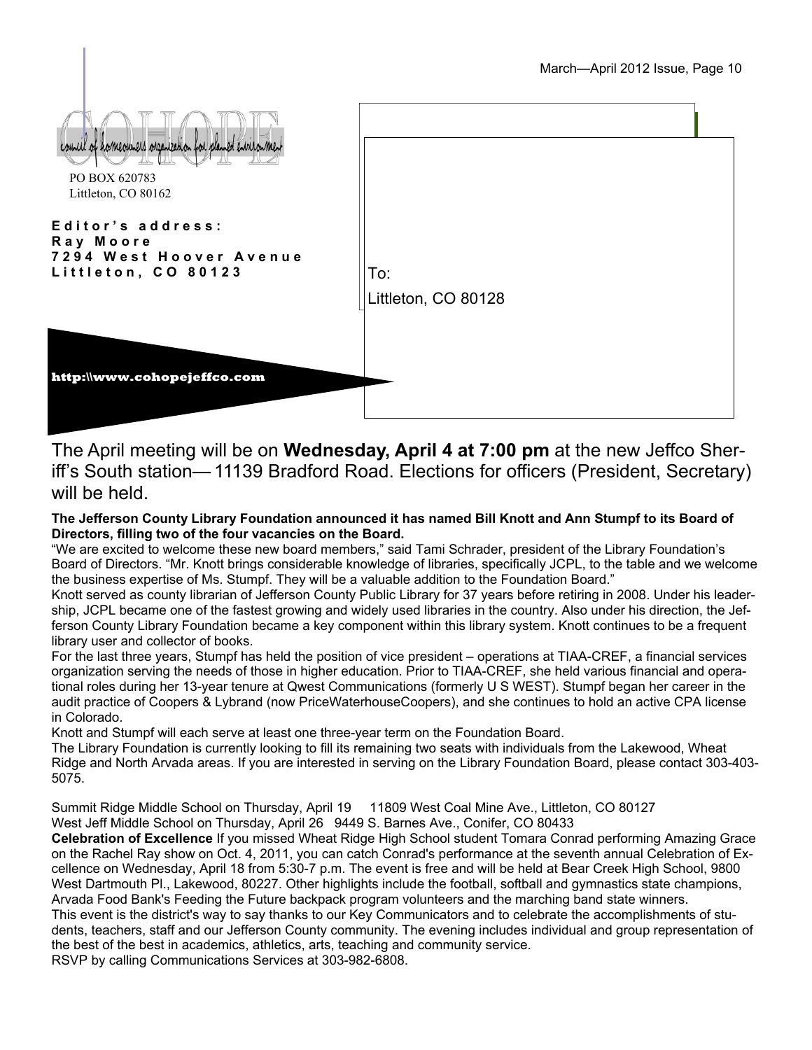COHOPE

council of homeowners organization for planned environment

PO BOX 620783
Littleton, CO 80162

**Editor's address:**
**Ray Moore**
**7294 West Hoover Avenue**
**Littleton, CO 80123**

To:

Littleton, CO 80128

**http:\\www.cohopejeffco.com**

The April meeting will be on **Wednesday, April 4 at 7:00 pm** at the new Jeffco Sheriff's South station— 11139 Bradford Road. Elections for officers (President, Secretary) will be held.

**The Jefferson County Library Foundation announced it has named Bill Knott and Ann Stumpf to its Board of Directors, filling two of the four vacancies on the Board.**

"We are excited to welcome these new board members," said Tami Schrader, president of the Library Foundation's Board of Directors. "Mr. Knott brings considerable knowledge of libraries, specifically JCPL, to the table and we welcome the business expertise of Ms. Stumpf. They will be a valuable addition to the Foundation Board."

Knott served as county librarian of Jefferson County Public Library for 37 years before retiring in 2008. Under his leadership, JCPL became one of the fastest growing and widely used libraries in the country. Also under his direction, the Jefferson County Library Foundation became a key component within this library system. Knott continues to be a frequent library user and collector of books.

For the last three years, Stumpf has held the position of vice president – operations at TIAA-CREF, a financial services organization serving the needs of those in higher education. Prior to TIAA-CREF, she held various financial and operational roles during her 13-year tenure at Qwest Communications (formerly U S WEST). Stumpf began her career in the audit practice of Coopers & Lybrand (now PriceWaterhouseCoopers), and she continues to hold an active CPA license in Colorado.

Knott and Stumpf will each serve at least one three-year term on the Foundation Board.

The Library Foundation is currently looking to fill its remaining two seats with individuals from the Lakewood, Wheat Ridge and North Arvada areas. If you are interested in serving on the Library Foundation Board, please contact 303-403-5075.

Summit Ridge Middle School on Thursday, April 19 11809 West Coal Mine Ave., Littleton, CO 80127
West Jeff Middle School on Thursday, April 26 9449 S. Barnes Ave., Conifer, CO 80433

**Celebration of Excellence** If you missed Wheat Ridge High School student Tomara Conrad performing Amazing Grace on the Rachel Ray show on Oct. 4, 2011, you can catch Conrad's performance at the seventh annual Celebration of Excellence on Wednesday, April 18 from 5:30-7 p.m. The event is free and will be held at Bear Creek High School, 9800 West Dartmouth Pl., Lakewood, 80227. Other highlights include the football, softball and gymnastics state champions, Arvada Food Bank's Feeding the Future backpack program volunteers and the marching band state winners.

This event is the district's way to say thanks to our Key Communicators and to celebrate the accomplishments of students, teachers, staff and our Jefferson County community. The evening includes individual and group representation of the best of the best in academics, athletics, arts, teaching and community service.

RSVP by calling Communications Services at 303-982-6808.